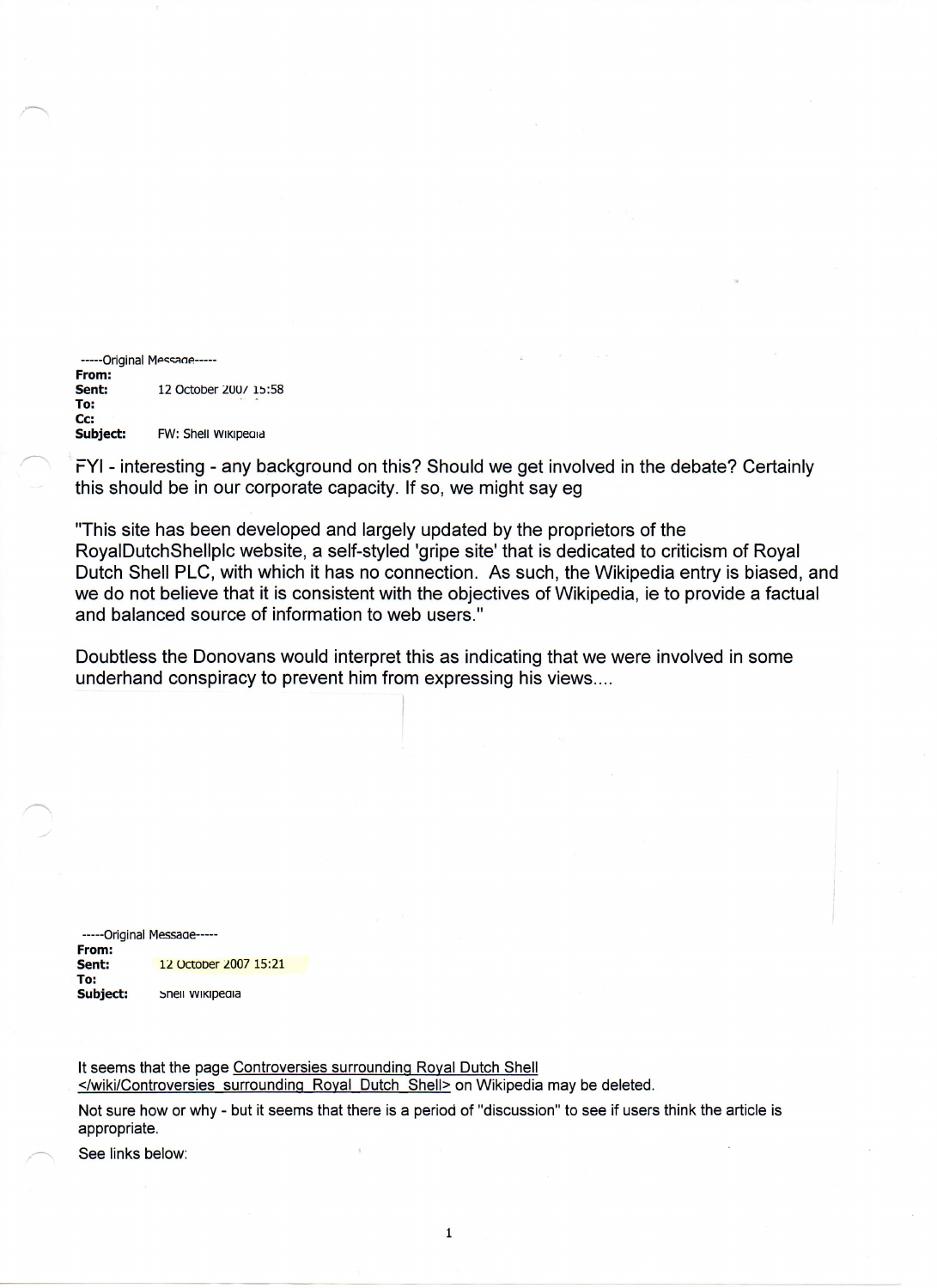-----Original Message-----
**From:**
**Sent:** 12 October 2007 15:58
**To:**
**Cc:**
**Subject:** FW: Shell Wikipedia

FYI - interesting - any background on this? Should we get involved in the debate? Certainly this should be in our corporate capacity. If so, we might say eg

"This site has been developed and largely updated by the proprietors of the RoyalDutchShellplc website, a self-styled 'gripe site' that is dedicated to criticism of Royal Dutch Shell PLC, with which it has no connection. As such, the Wikipedia entry is biased, and we do not believe that it is consistent with the objectives of Wikipedia, ie to provide a factual and balanced source of information to web users."

Doubtless the Donovans would interpret this as indicating that we were involved in some underhand conspiracy to prevent him from expressing his views....

-----Original Message-----
**From:**
**Sent:** 12 October 2007 15:21
**To:**
**Subject:** Shell Wikipedia

It seems that the page Controversies surrounding Royal Dutch Shell </wiki/Controversies_surrounding_Royal_Dutch_Shell> on Wikipedia may be deleted.

Not sure how or why - but it seems that there is a period of "discussion" to see if users think the article is appropriate.

See links below: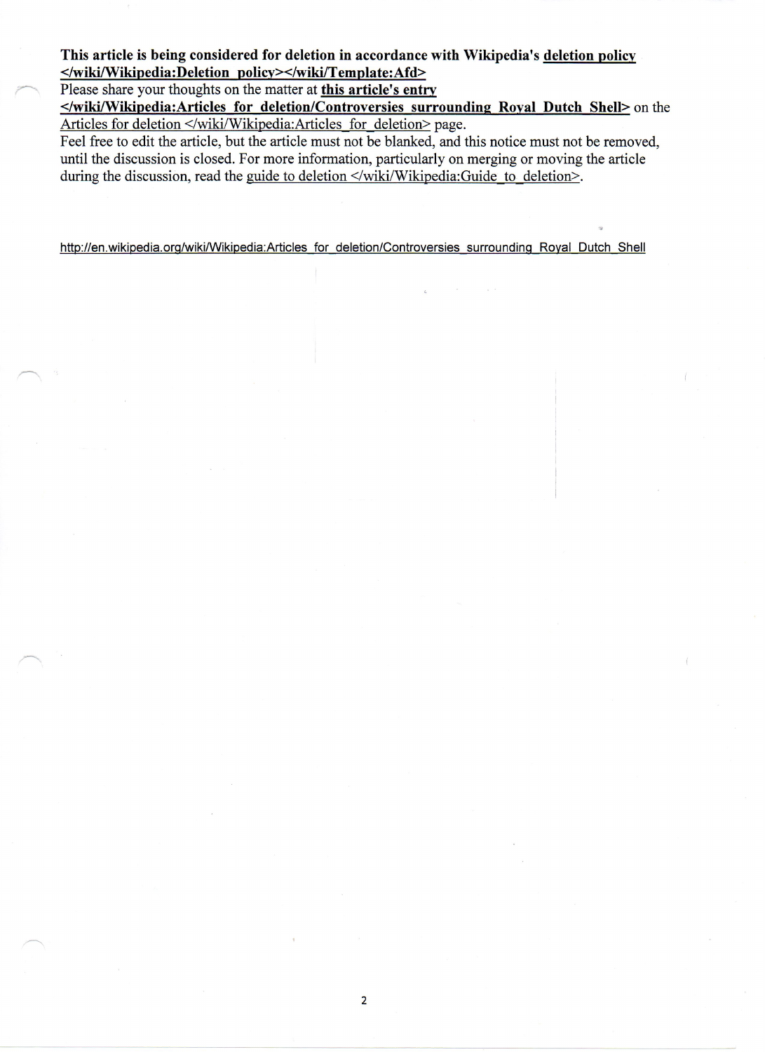**This article is being considered for deletion in accordance with Wikipedia's deletion policy </wiki/Wikipedia:Deletion_policy></wiki/Template:Afd>**

Please share your thoughts on the matter at **this article's entry </wiki/Wikipedia:Articles_for_deletion/Controversies_surrounding_Royal_Dutch_Shell>** on the Articles for deletion </wiki/Wikipedia:Articles_for_deletion> page.

Feel free to edit the article, but the article must not be blanked, and this notice must not be removed, until the discussion is closed. For more information, particularly on merging or moving the article during the discussion, read the guide to deletion </wiki/Wikipedia:Guide_to_deletion>.

http://en.wikipedia.org/wiki/Wikipedia:Articles_for_deletion/Controversies_surrounding_Royal_Dutch_Shell